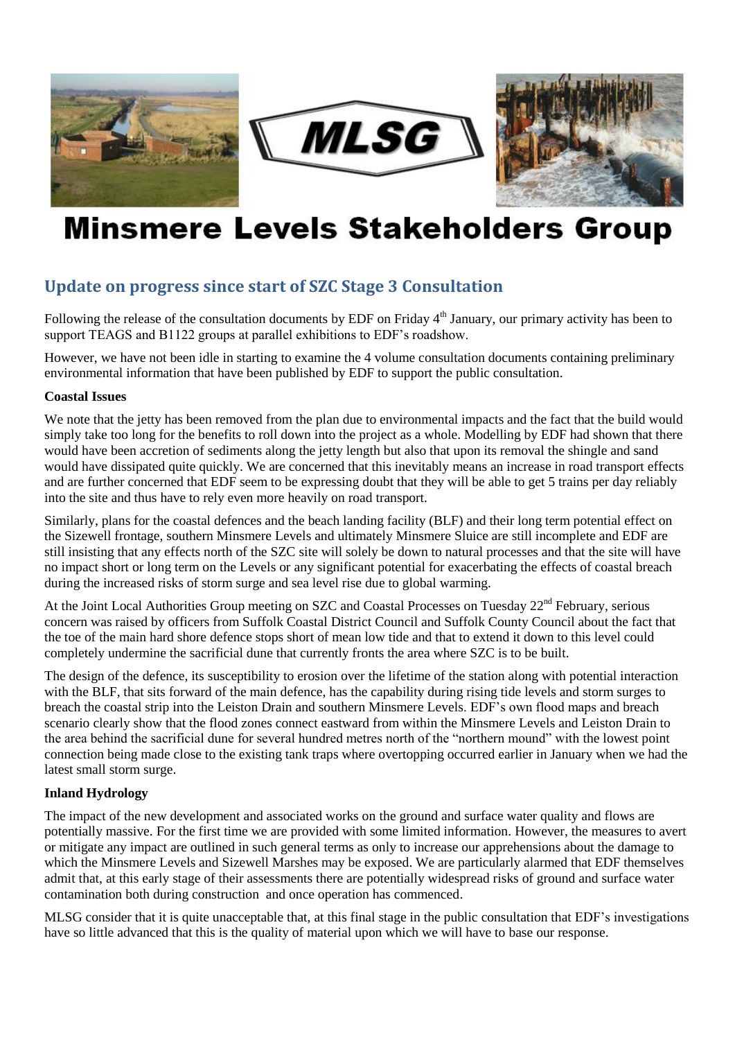# Minsmere Levels Stakeholders Group

## Update on progress since start of SZC Stage 3 Consultation

Following the release of the consultation documents by EDF on Friday 4th January, our primary activity has been to support TEAGS and B1122 groups at parallel exhibitions to EDF's roadshow.

However, we have not been idle in starting to examine the 4 volume consultation documents containing preliminary environmental information that have been published by EDF to support the public consultation.

**Coastal Issues**

We note that the jetty has been removed from the plan due to environmental impacts and the fact that the build would simply take too long for the benefits to roll down into the project as a whole. Modelling by EDF had shown that there would have been accretion of sediments along the jetty length but also that upon its removal the shingle and sand would have dissipated quite quickly. We are concerned that this inevitably means an increase in road transport effects and are further concerned that EDF seem to be expressing doubt that they will be able to get 5 trains per day reliably into the site and thus have to rely even more heavily on road transport.

Similarly, plans for the coastal defences and the beach landing facility (BLF) and their long term potential effect on the Sizewell frontage, southern Minsmere Levels and ultimately Minsmere Sluice are still incomplete and EDF are still insisting that any effects north of the SZC site will solely be down to natural processes and that the site will have no impact short or long term on the Levels or any significant potential for exacerbating the effects of coastal breach during the increased risks of storm surge and sea level rise due to global warming.

At the Joint Local Authorities Group meeting on SZC and Coastal Processes on Tuesday 22nd February, serious concern was raised by officers from Suffolk Coastal District Council and Suffolk County Council about the fact that the toe of the main hard shore defence stops short of mean low tide and that to extend it down to this level could completely undermine the sacrificial dune that currently fronts the area where SZC is to be built.

The design of the defence, its susceptibility to erosion over the lifetime of the station along with potential interaction with the BLF, that sits forward of the main defence, has the capability during rising tide levels and storm surges to breach the coastal strip into the Leiston Drain and southern Minsmere Levels. EDF's own flood maps and breach scenario clearly show that the flood zones connect eastward from within the Minsmere Levels and Leiston Drain to the area behind the sacrificial dune for several hundred metres north of the "northern mound" with the lowest point connection being made close to the existing tank traps where overtopping occurred earlier in January when we had the latest small storm surge.

**Inland Hydrology**

The impact of the new development and associated works on the ground and surface water quality and flows are potentially massive. For the first time we are provided with some limited information. However, the measures to avert or mitigate any impact are outlined in such general terms as only to increase our apprehensions about the damage to which the Minsmere Levels and Sizewell Marshes may be exposed. We are particularly alarmed that EDF themselves admit that, at this early stage of their assessments there are potentially widespread risks of ground and surface water contamination both during construction and once operation has commenced.

MLSG consider that it is quite unacceptable that, at this final stage in the public consultation that EDF's investigations have so little advanced that this is the quality of material upon which we will have to base our response.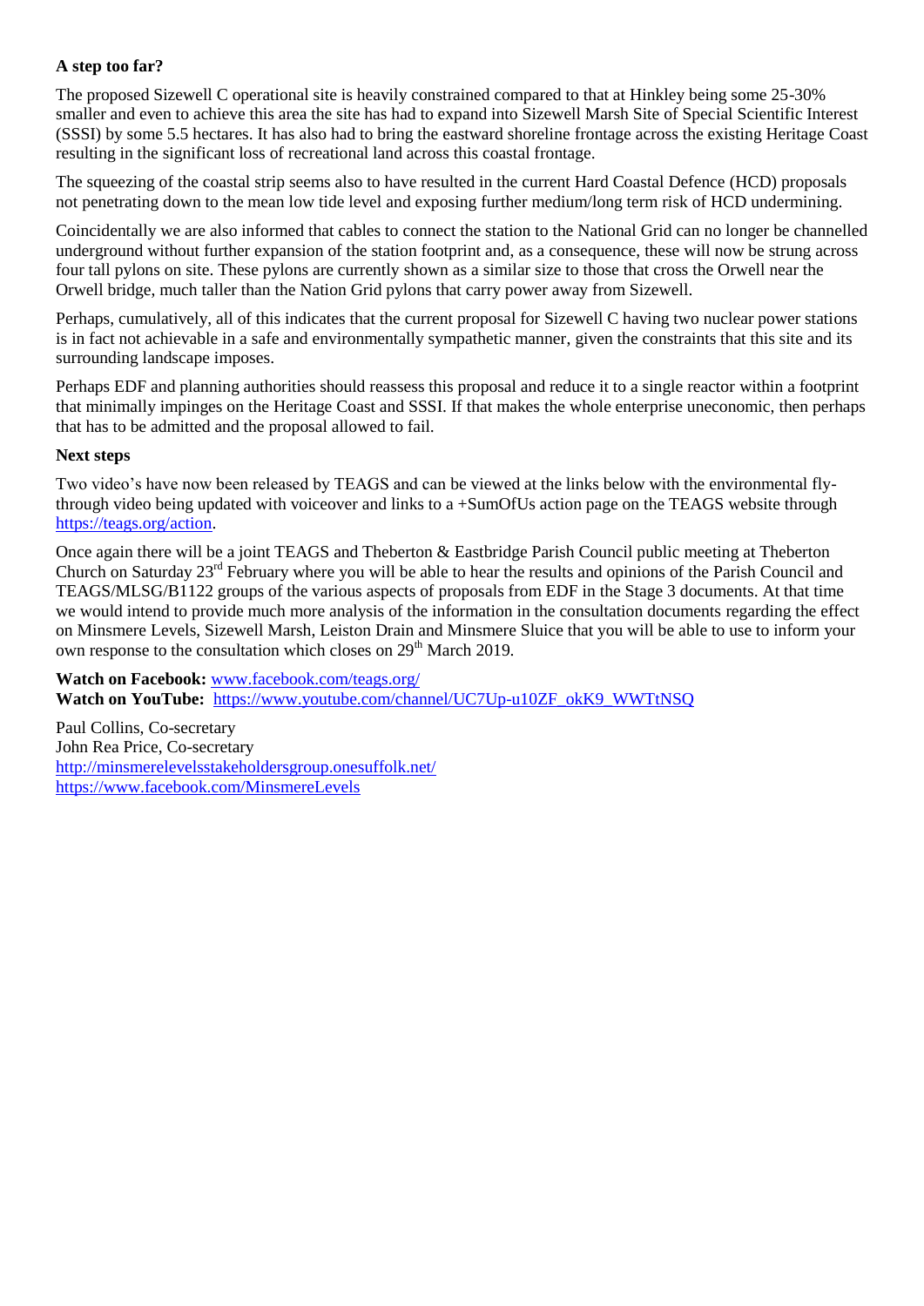**A step too far?**

The proposed Sizewell C operational site is heavily constrained compared to that at Hinkley being some 25-30% smaller and even to achieve this area the site has had to expand into Sizewell Marsh Site of Special Scientific Interest (SSSI) by some 5.5 hectares. It has also had to bring the eastward shoreline frontage across the existing Heritage Coast resulting in the significant loss of recreational land across this coastal frontage.

The squeezing of the coastal strip seems also to have resulted in the current Hard Coastal Defence (HCD) proposals not penetrating down to the mean low tide level and exposing further medium/long term risk of HCD undermining.

Coincidentally we are also informed that cables to connect the station to the National Grid can no longer be channelled underground without further expansion of the station footprint and, as a consequence, these will now be strung across four tall pylons on site. These pylons are currently shown as a similar size to those that cross the Orwell near the Orwell bridge, much taller than the Nation Grid pylons that carry power away from Sizewell.

Perhaps, cumulatively, all of this indicates that the current proposal for Sizewell C having two nuclear power stations is in fact not achievable in a safe and environmentally sympathetic manner, given the constraints that this site and its surrounding landscape imposes.

Perhaps EDF and planning authorities should reassess this proposal and reduce it to a single reactor within a footprint that minimally impinges on the Heritage Coast and SSSI. If that makes the whole enterprise uneconomic, then perhaps that has to be admitted and the proposal allowed to fail.

**Next steps**

Two video's have now been released by TEAGS and can be viewed at the links below with the environmental fly-through video being updated with voiceover and links to a +SumOfUs action page on the TEAGS website through https://teags.org/action.

Once again there will be a joint TEAGS and Theberton & Eastbridge Parish Council public meeting at Theberton Church on Saturday 23rd February where you will be able to hear the results and opinions of the Parish Council and TEAGS/MLSG/B1122 groups of the various aspects of proposals from EDF in the Stage 3 documents. At that time we would intend to provide much more analysis of the information in the consultation documents regarding the effect on Minsmere Levels, Sizewell Marsh, Leiston Drain and Minsmere Sluice that you will be able to use to inform your own response to the consultation which closes on 29th March 2019.

**Watch on Facebook:** www.facebook.com/teags.org/
**Watch on YouTube:** https://www.youtube.com/channel/UC7Up-u10ZF_okK9_WWTtNSQ

Paul Collins, Co-secretary
John Rea Price, Co-secretary
http://minsmerelevelsstakeholdersgroup.onesuffolk.net/
https://www.facebook.com/MinsmereLevels